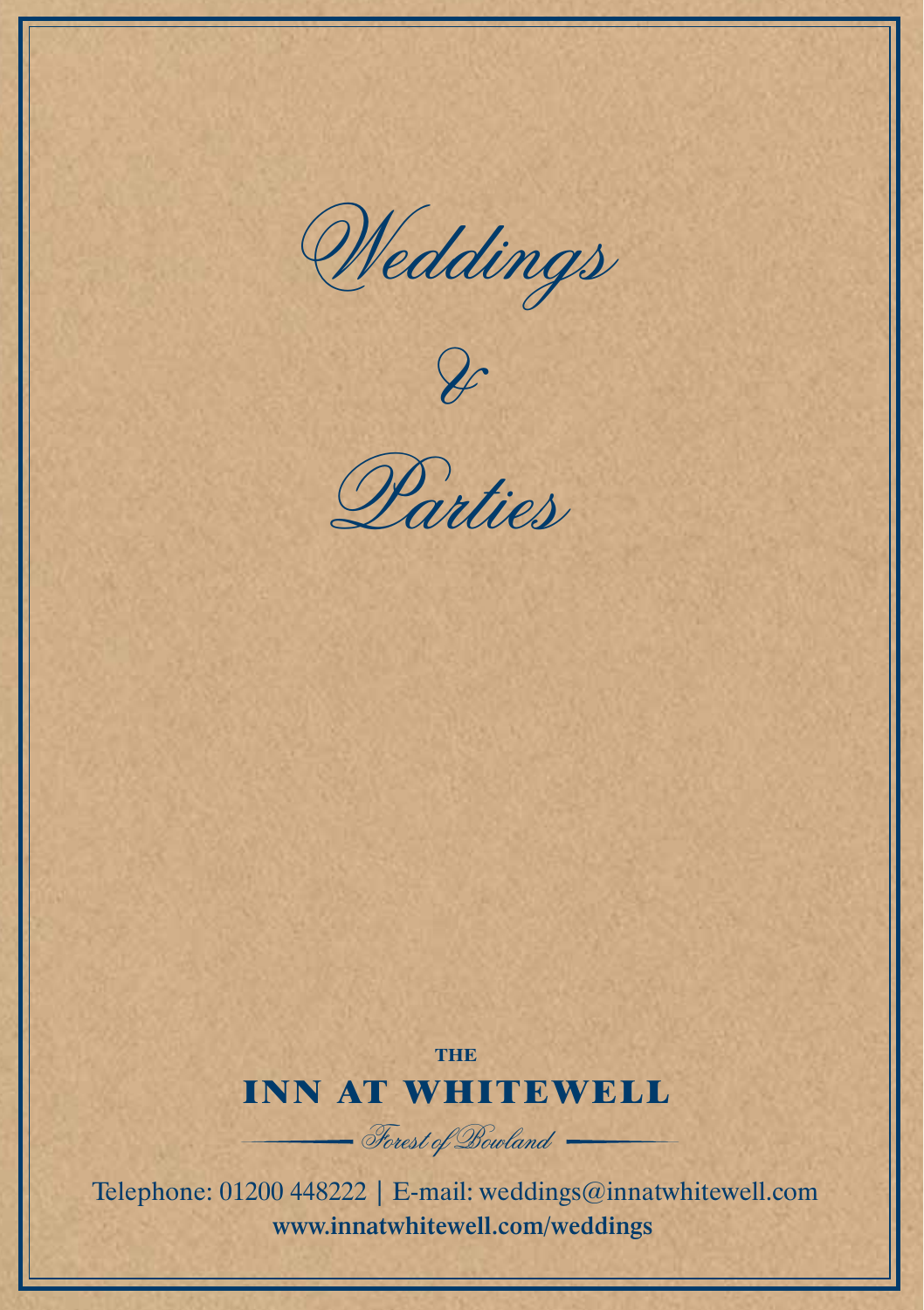# Weddings

# &

# Parties

THE

## INN AT WHITEWELL

*Forest of Bowland*

Telephone: 01200 448222 | E-mail: weddings@innatwhitewell.com

**www.innatwhitewell.com/weddings**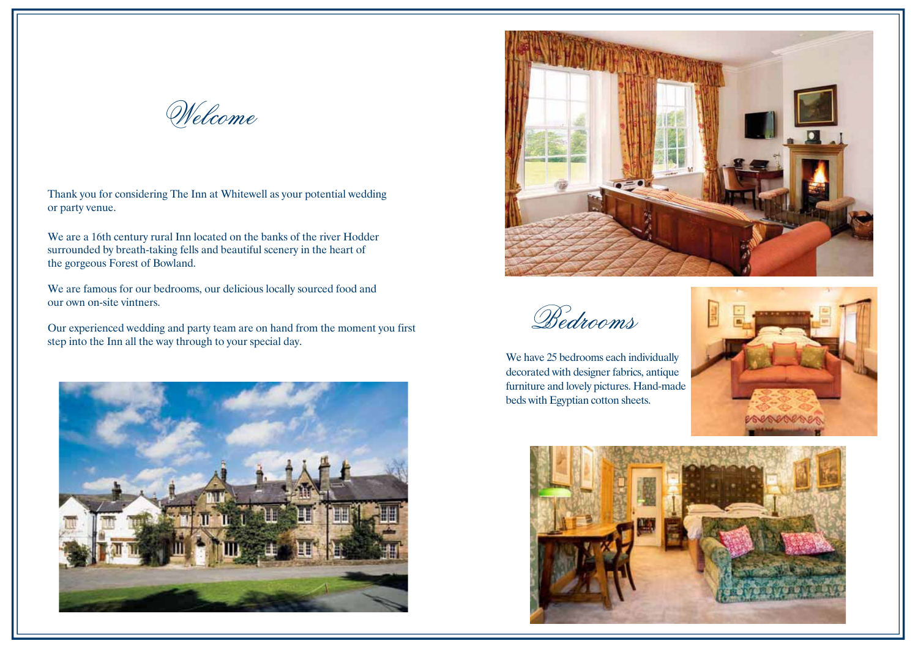# Welcome

Thank you for considering The Inn at Whitewell as your potential wedding or party venue.

We are a 16th century rural Inn located on the banks of the river Hodder surrounded by breath-taking fells and beautiful scenery in the heart of the gorgeous Forest of Bowland.

We are famous for our bedrooms, our delicious locally sourced food and our own on-site vintners.

Our experienced wedding and party team are on hand from the moment you first step into the Inn all the way through to your special day.

# Bedrooms

We have 25 bedrooms each individually decorated with designer fabrics, antique furniture and lovely pictures. Hand-made beds with Egyptian cotton sheets.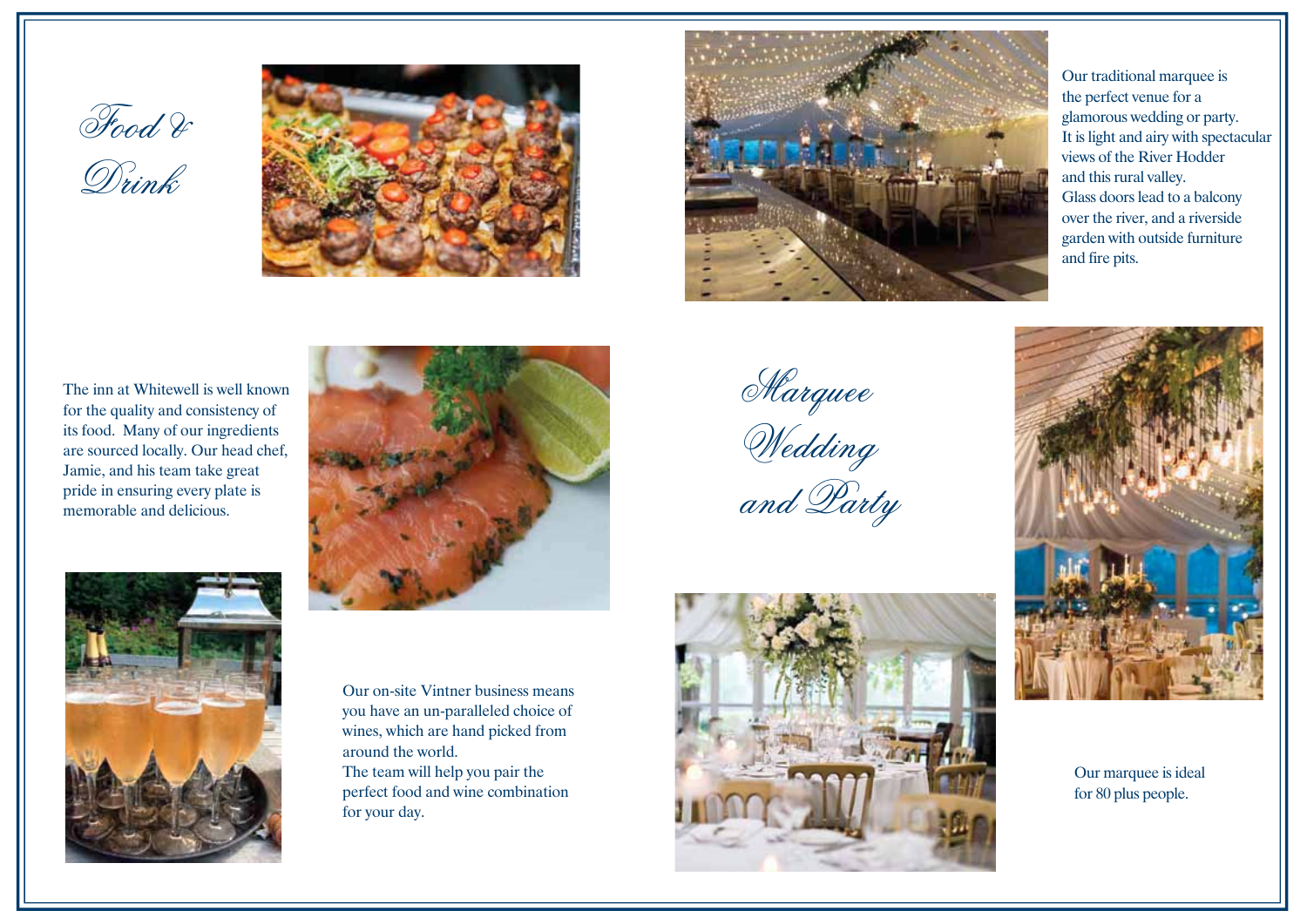# Food & Drink

The inn at Whitewell is well known for the quality and consistency of its food. Many of our ingredients are sourced locally. Our head chef, Jamie, and his team take great pride in ensuring every plate is memorable and delicious.

Our on-site Vintner business means you have an un-paralleled choice of wines, which are hand picked from around the world.
The team will help you pair the perfect food and wine combination for your day.

# Marquee Wedding and Party

Our traditional marquee is the perfect venue for a glamorous wedding or party.
It is light and airy with spectacular views of the River Hodder and this rural valley.
Glass doors lead to a balcony over the river, and a riverside garden with outside furniture and fire pits.

Our marquee is ideal for 80 plus people.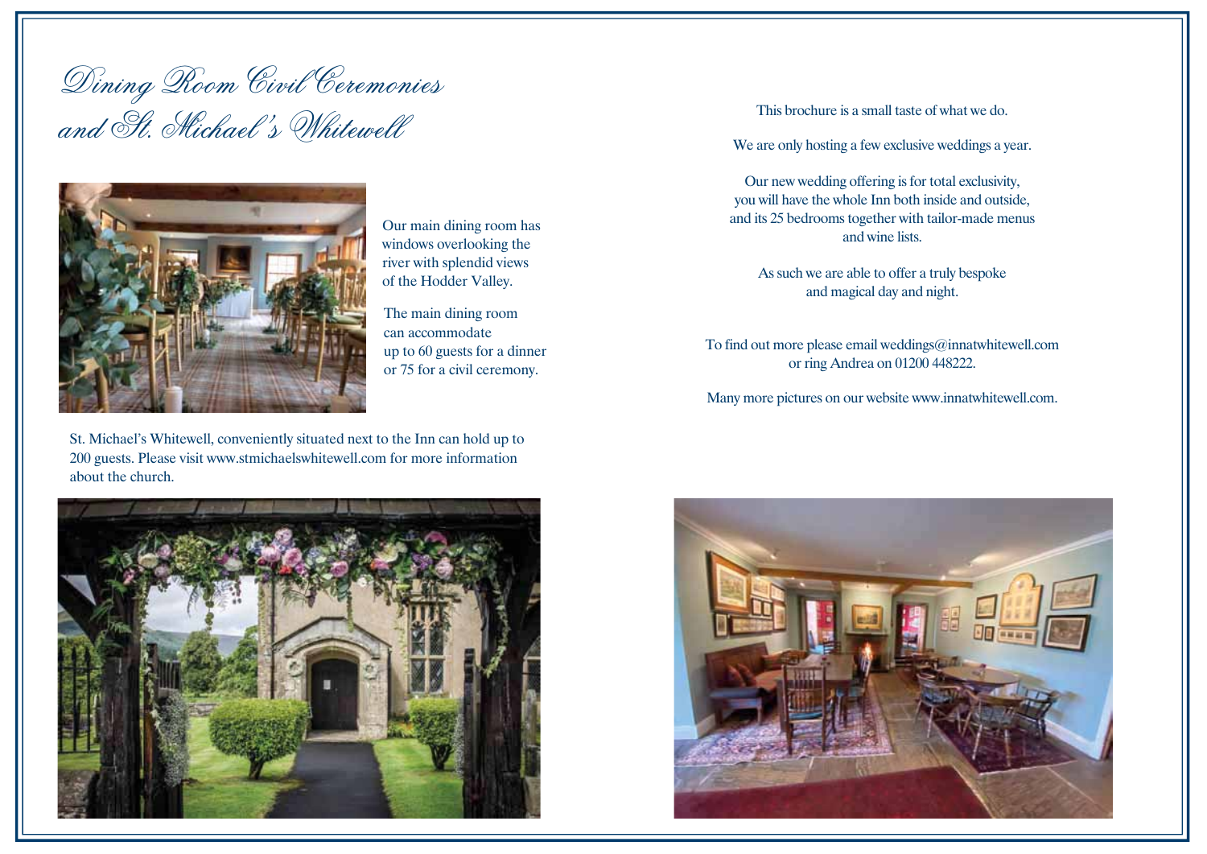# Dining Room Civil Ceremonies and St. Michael's Whitewell

Our main dining room has windows overlooking the river with splendid views of the Hodder Valley.

The main dining room can accommodate up to 60 guests for a dinner or 75 for a civil ceremony.

St. Michael's Whitewell, conveniently situated next to the Inn can hold up to 200 guests. Please visit www.stmichaelswhitewell.com for more information about the church.

This brochure is a small taste of what we do.

We are only hosting a few exclusive weddings a year.

Our new wedding offering is for total exclusivity, you will have the whole Inn both inside and outside, and its 25 bedrooms together with tailor-made menus and wine lists.

As such we are able to offer a truly bespoke and magical day and night.

To find out more please email weddings@innatwhitewell.com or ring Andrea on 01200 448222.

Many more pictures on our website www.innatwhitewell.com.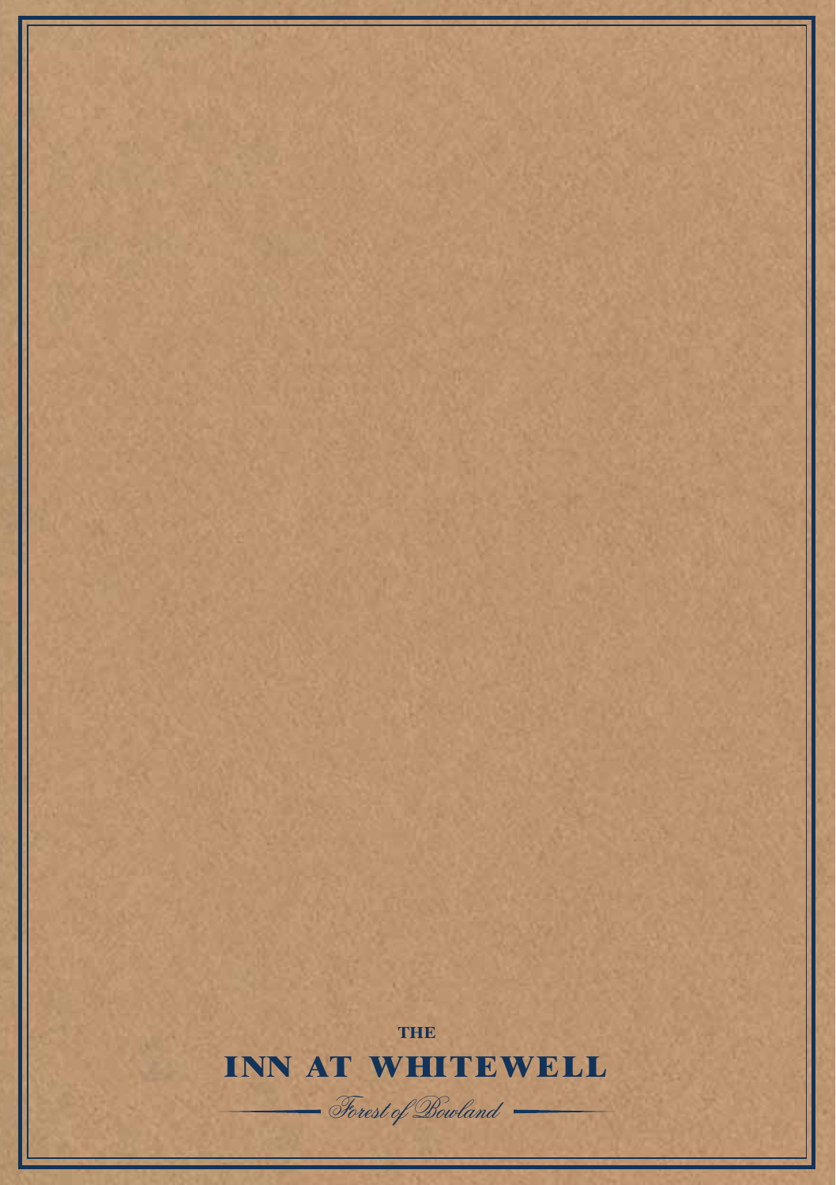THE

INN AT WHITEWELL

*Forest of Bowland*